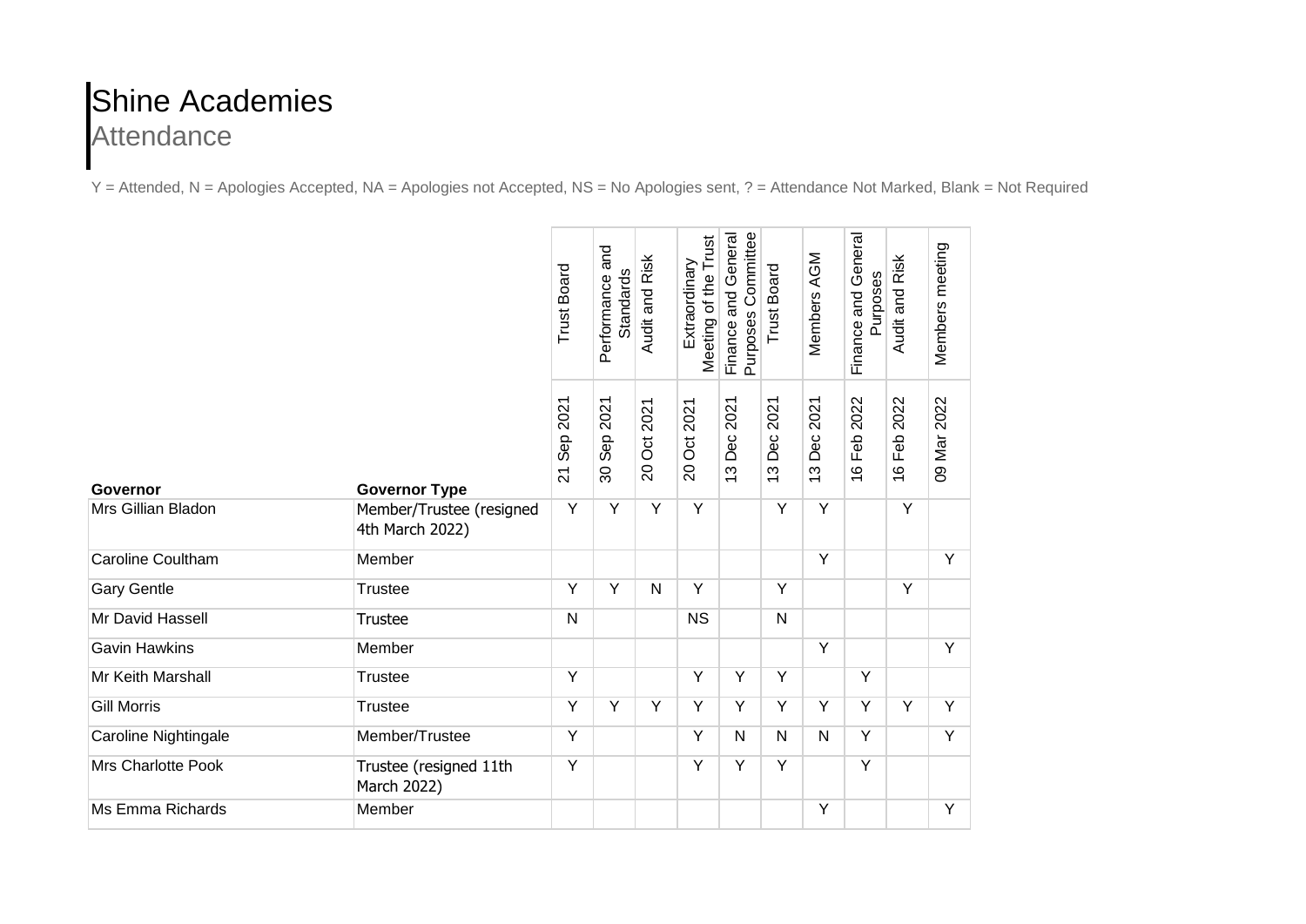# Shine Academies
## Attendance

Y = Attended, N = Apologies Accepted, NA = Apologies not Accepted, NS = No Apologies sent, ? = Attendance Not Marked, Blank = Not Required

| | | Trust Board | Performance and Standards | Audit and Risk | Extraordinary Meeting of the Trust | Finance and General Purposes Committee | Trust Board | Members AGM | Finance and General Purposes | Audit and Risk | Members meeting |
|---|---|---|---|---|---|---|---|---|---|---|---|
| **Governor** | **Governor Type** | 21 Sep 2021 | 30 Sep 2021 | 20 Oct 2021 | 20 Oct 2021 | 13 Dec 2021 | 13 Dec 2021 | 13 Dec 2021 | 16 Feb 2022 | 16 Feb 2022 | 09 Mar 2022 |
| Mrs Gillian Bladon | Member/Trustee (resigned 4th March 2022) | Y | Y | Y | Y | | Y | Y | | Y | |
| Caroline Coultham | Member | | | | | | | Y | | | Y |
| Gary Gentle | Trustee | Y | Y | N | Y | | Y | | | Y | |
| Mr David Hassell | Trustee | N | | | NS | | N | | | | |
| Gavin Hawkins | Member | | | | | | | Y | | | Y |
| Mr Keith Marshall | Trustee | Y | | | Y | Y | Y | | Y | | |
| Gill Morris | Trustee | Y | Y | Y | Y | Y | Y | Y | Y | Y | Y |
| Caroline Nightingale | Member/Trustee | Y | | | Y | N | N | N | Y | | Y |
| Mrs Charlotte Pook | Trustee (resigned 11th March 2022) | Y | | | Y | Y | Y | | Y | | |
| Ms Emma Richards | Member | | | | | | | Y | | | Y |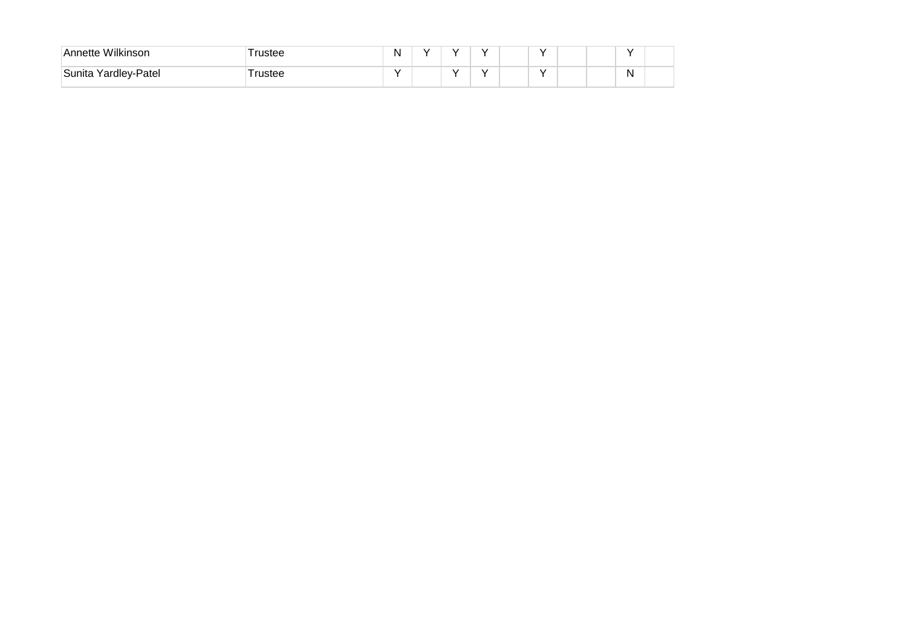| | | | | | | | | | | | |
|---|---|---|---|---|---|---|---|---|---|---|---|
| Annette Wilkinson | Trustee | N | Y | Y | Y | | Y | | | Y | |
| Sunita Yardley-Patel | Trustee | Y | | Y | Y | | Y | | | N | |